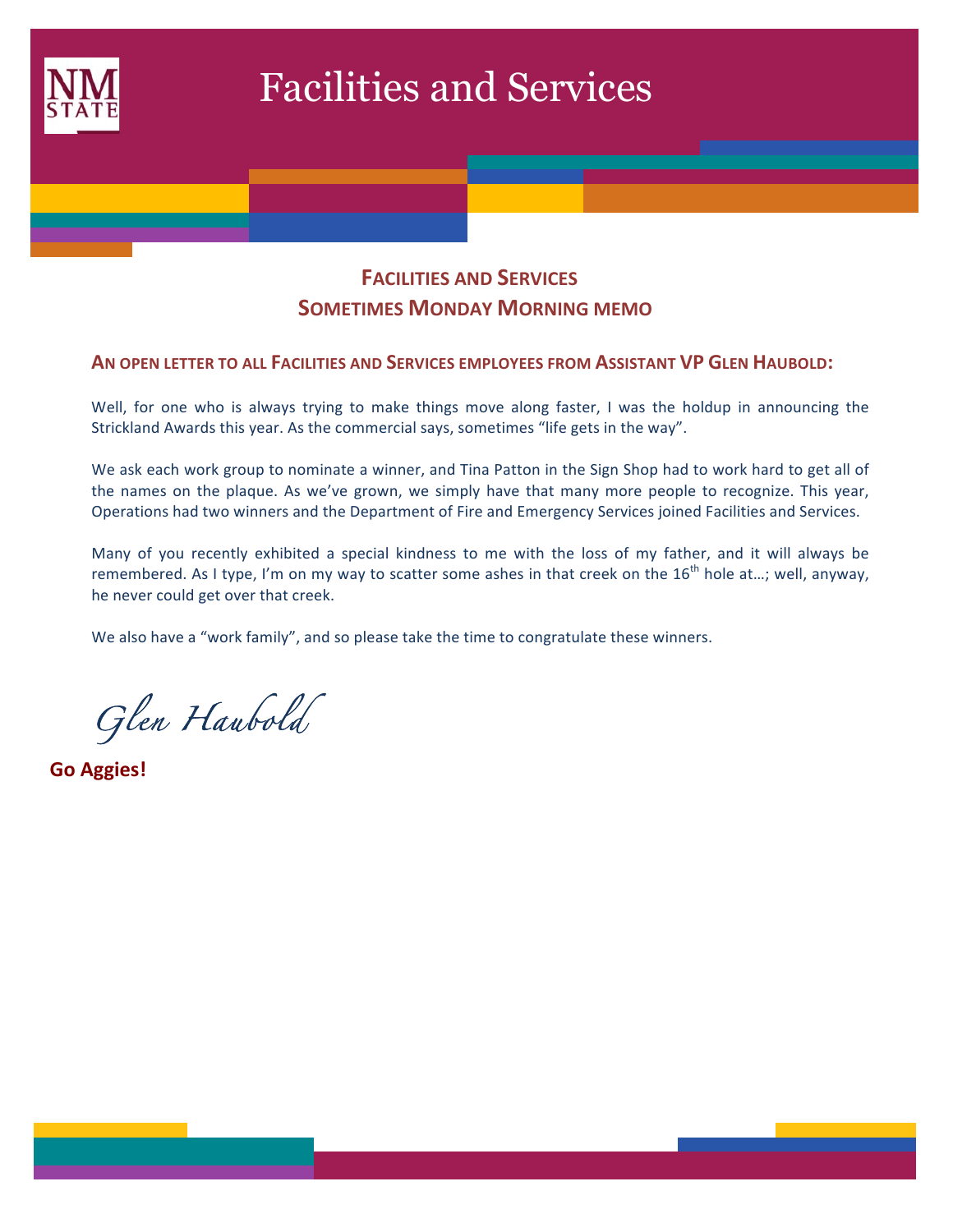# Facilities and Services

## Facilities and Services
## Sometimes Monday Morning memo

### An open letter to all Facilities and Services employees from Assistant VP Glen Haubold:

Well, for one who is always trying to make things move along faster, I was the holdup in announcing the Strickland Awards this year. As the commercial says, sometimes "life gets in the way".

We ask each work group to nominate a winner, and Tina Patton in the Sign Shop had to work hard to get all of the names on the plaque. As we've grown, we simply have that many more people to recognize. This year, Operations had two winners and the Department of Fire and Emergency Services joined Facilities and Services.

Many of you recently exhibited a special kindness to me with the loss of my father, and it will always be remembered. As I type, I'm on my way to scatter some ashes in that creek on the 16th hole at…; well, anyway, he never could get over that creek.

We also have a "work family", and so please take the time to congratulate these winners.

*Glen Haubold*

**Go Aggies!**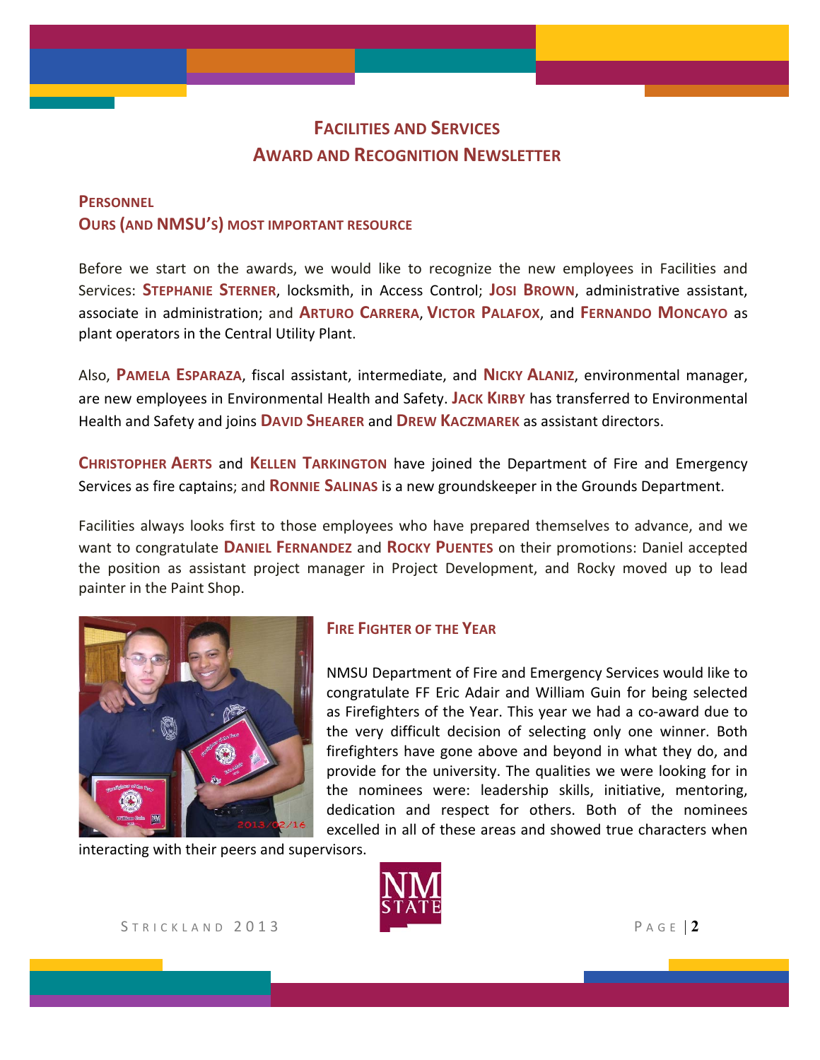# Facilities and Services Award and Recognition Newsletter

## Personnel
### Ours (and NMSU's) most important resource

Before we start on the awards, we would like to recognize the new employees in Facilities and Services: **Stephanie Sterner**, locksmith, in Access Control; **Josi Brown**, administrative assistant, associate in administration; and **Arturo Carrera**, **Victor Palafox**, and **Fernando Moncayo** as plant operators in the Central Utility Plant.

Also, **Pamela Esparaza**, fiscal assistant, intermediate, and **Nicky Alaniz**, environmental manager, are new employees in Environmental Health and Safety. **Jack Kirby** has transferred to Environmental Health and Safety and joins **David Shearer** and **Drew Kaczmarek** as assistant directors.

**Christopher Aerts** and **Kellen Tarkington** have joined the Department of Fire and Emergency Services as fire captains; and **Ronnie Salinas** is a new groundskeeper in the Grounds Department.

Facilities always looks first to those employees who have prepared themselves to advance, and we want to congratulate **Daniel Fernandez** and **Rocky Puentes** on their promotions: Daniel accepted the position as assistant project manager in Project Development, and Rocky moved up to lead painter in the Paint Shop.

## Fire Fighter of the Year

NMSU Department of Fire and Emergency Services would like to congratulate FF Eric Adair and William Guin for being selected as Firefighters of the Year. This year we had a co-award due to the very difficult decision of selecting only one winner. Both firefighters have gone above and beyond in what they do, and provide for the university. The qualities we were looking for in the nominees were: leadership skills, initiative, mentoring, dedication and respect for others. Both of the nominees excelled in all of these areas and showed true characters when interacting with their peers and supervisors.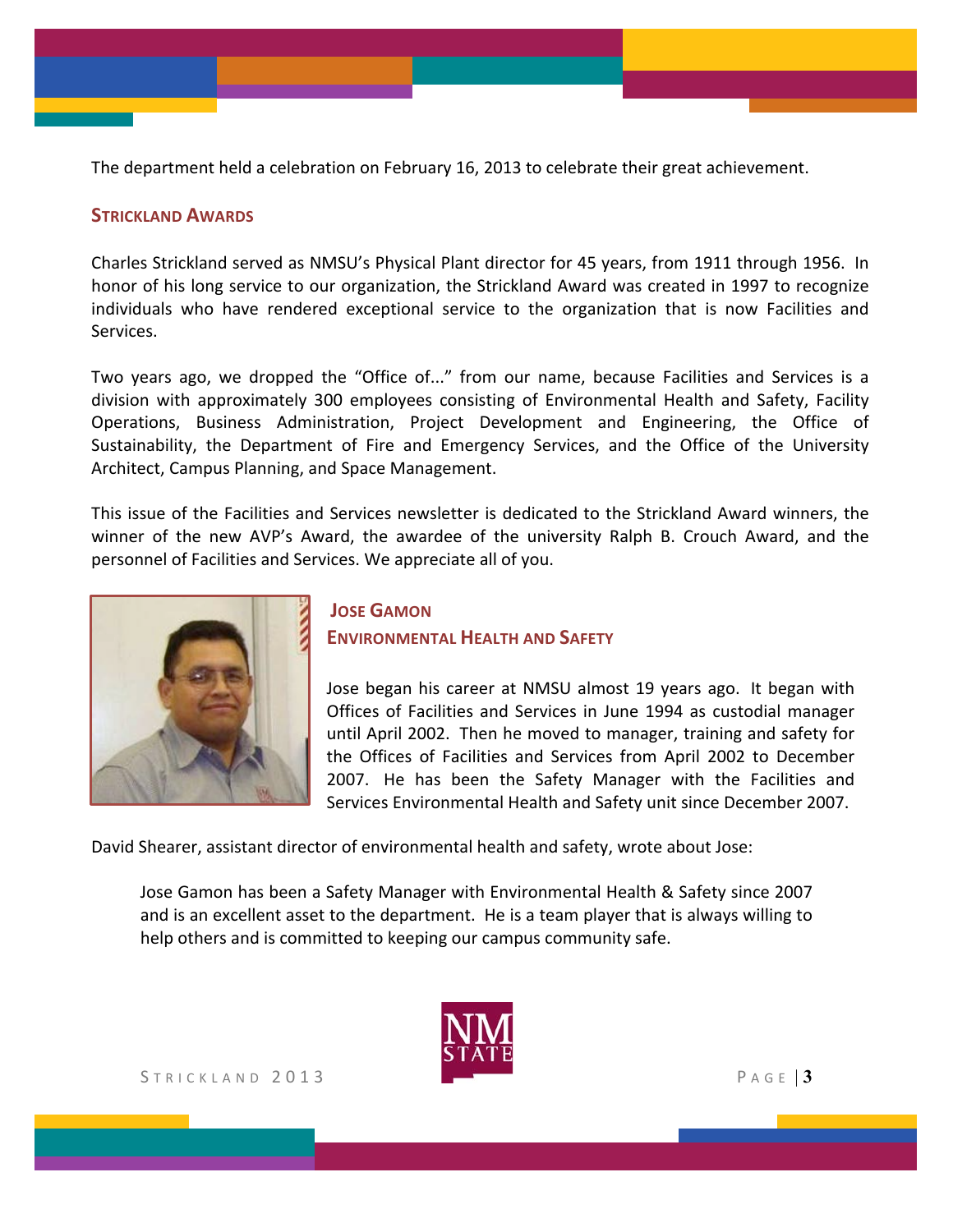The department held a celebration on February 16, 2013 to celebrate their great achievement.

## Strickland Awards

Charles Strickland served as NMSU's Physical Plant director for 45 years, from 1911 through 1956. In honor of his long service to our organization, the Strickland Award was created in 1997 to recognize individuals who have rendered exceptional service to the organization that is now Facilities and Services.

Two years ago, we dropped the "Office of..." from our name, because Facilities and Services is a division with approximately 300 employees consisting of Environmental Health and Safety, Facility Operations, Business Administration, Project Development and Engineering, the Office of Sustainability, the Department of Fire and Emergency Services, and the Office of the University Architect, Campus Planning, and Space Management.

This issue of the Facilities and Services newsletter is dedicated to the Strickland Award winners, the winner of the new AVP's Award, the awardee of the university Ralph B. Crouch Award, and the personnel of Facilities and Services. We appreciate all of you.

### Jose Gamon
### Environmental Health and Safety

Jose began his career at NMSU almost 19 years ago. It began with Offices of Facilities and Services in June 1994 as custodial manager until April 2002. Then he moved to manager, training and safety for the Offices of Facilities and Services from April 2002 to December 2007. He has been the Safety Manager with the Facilities and Services Environmental Health and Safety unit since December 2007.

David Shearer, assistant director of environmental health and safety, wrote about Jose:

> Jose Gamon has been a Safety Manager with Environmental Health & Safety since 2007 and is an excellent asset to the department. He is a team player that is always willing to help others and is committed to keeping our campus community safe.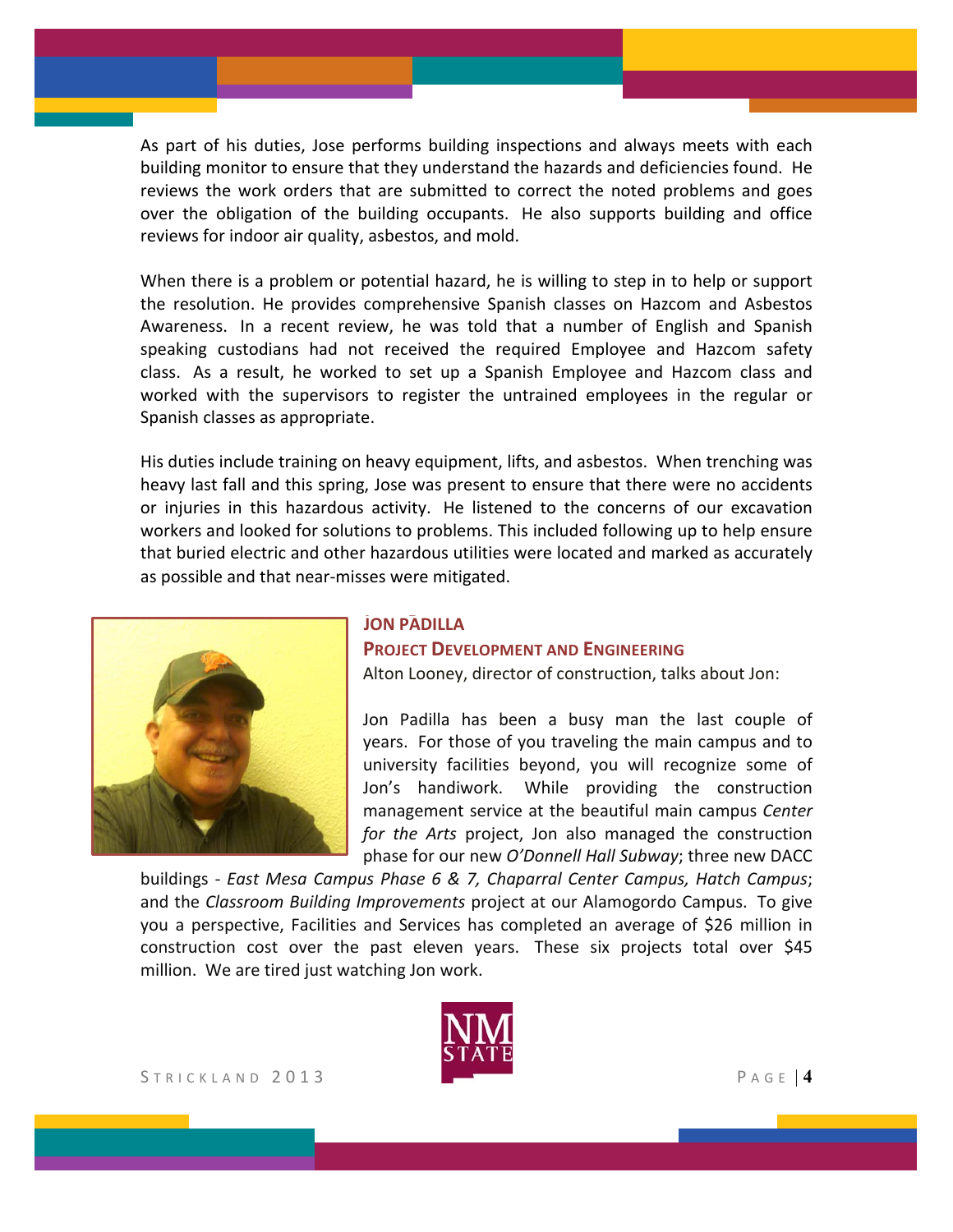As part of his duties, Jose performs building inspections and always meets with each building monitor to ensure that they understand the hazards and deficiencies found. He reviews the work orders that are submitted to correct the noted problems and goes over the obligation of the building occupants. He also supports building and office reviews for indoor air quality, asbestos, and mold.

When there is a problem or potential hazard, he is willing to step in to help or support the resolution. He provides comprehensive Spanish classes on Hazcom and Asbestos Awareness. In a recent review, he was told that a number of English and Spanish speaking custodians had not received the required Employee and Hazcom safety class. As a result, he worked to set up a Spanish Employee and Hazcom class and worked with the supervisors to register the untrained employees in the regular or Spanish classes as appropriate.

His duties include training on heavy equipment, lifts, and asbestos. When trenching was heavy last fall and this spring, Jose was present to ensure that there were no accidents or injuries in this hazardous activity. He listened to the concerns of our excavation workers and looked for solutions to problems. This included following up to help ensure that buried electric and other hazardous utilities were located and marked as accurately as possible and that near-misses were mitigated.

## JON PADILLA
### PROJECT DEVELOPMENT AND ENGINEERING

Alton Looney, director of construction, talks about Jon:

Jon Padilla has been a busy man the last couple of years. For those of you traveling the main campus and to university facilities beyond, you will recognize some of Jon's handiwork. While providing the construction management service at the beautiful main campus *Center for the Arts* project, Jon also managed the construction phase for our new *O'Donnell Hall Subway*; three new DACC buildings - *East Mesa Campus Phase 6 & 7, Chaparral Center Campus, Hatch Campus*; and the *Classroom Building Improvements* project at our Alamogordo Campus. To give you a perspective, Facilities and Services has completed an average of $26 million in construction cost over the past eleven years. These six projects total over $45 million. We are tired just watching Jon work.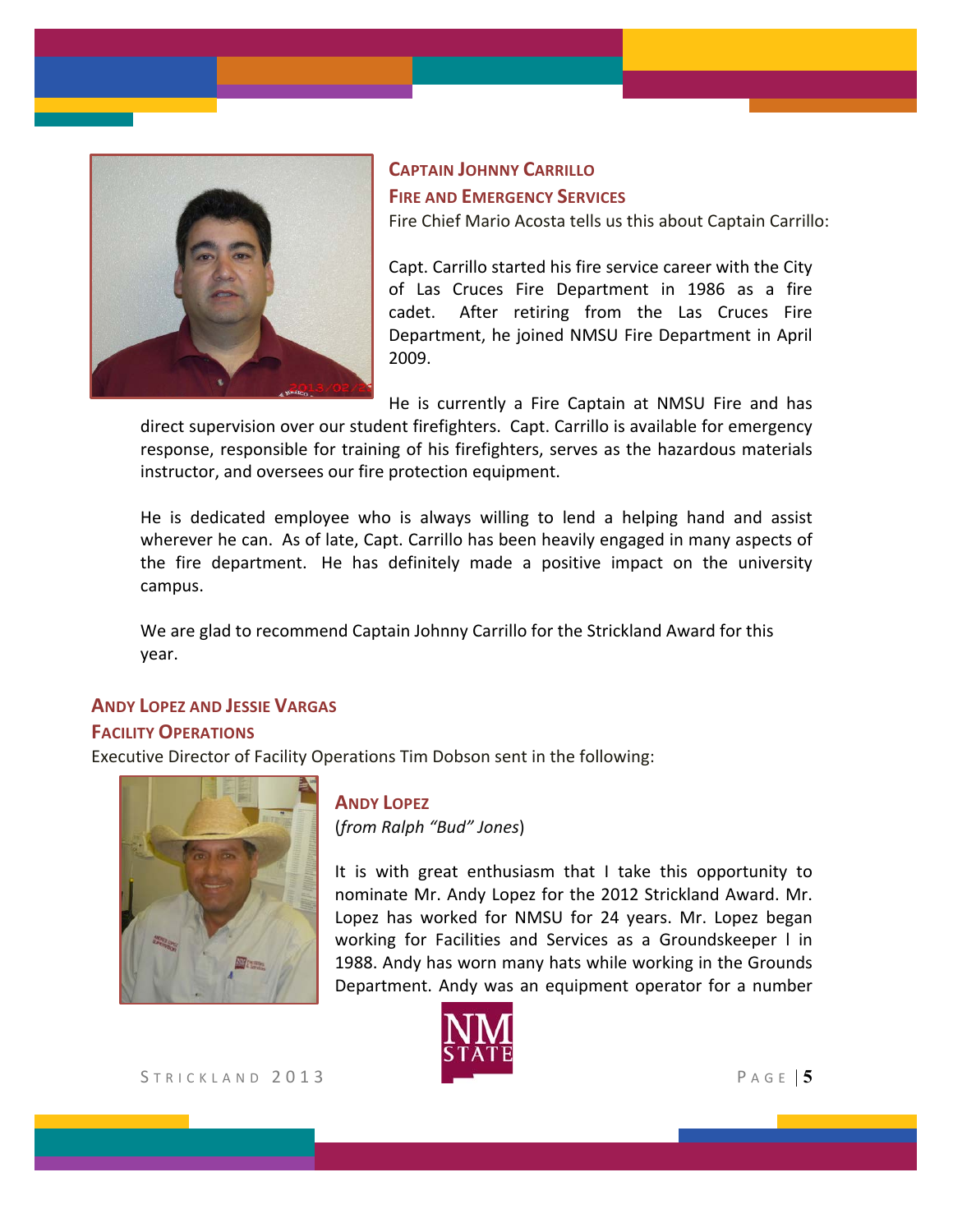### Captain Johnny Carrillo

### Fire and Emergency Services

Fire Chief Mario Acosta tells us this about Captain Carrillo:

Capt. Carrillo started his fire service career with the City of Las Cruces Fire Department in 1986 as a fire cadet. After retiring from the Las Cruces Fire Department, he joined NMSU Fire Department in April 2009.

He is currently a Fire Captain at NMSU Fire and has direct supervision over our student firefighters. Capt. Carrillo is available for emergency response, responsible for training of his firefighters, serves as the hazardous materials instructor, and oversees our fire protection equipment.

He is dedicated employee who is always willing to lend a helping hand and assist wherever he can. As of late, Capt. Carrillo has been heavily engaged in many aspects of the fire department. He has definitely made a positive impact on the university campus.

We are glad to recommend Captain Johnny Carrillo for the Strickland Award for this year.

### Andy Lopez and Jessie Vargas

### Facility Operations

Executive Director of Facility Operations Tim Dobson sent in the following:

### Andy Lopez

(*from Ralph "Bud" Jones*)

It is with great enthusiasm that I take this opportunity to nominate Mr. Andy Lopez for the 2012 Strickland Award. Mr. Lopez has worked for NMSU for 24 years. Mr. Lopez began working for Facilities and Services as a Groundskeeper I in 1988. Andy has worn many hats while working in the Grounds Department. Andy was an equipment operator for a number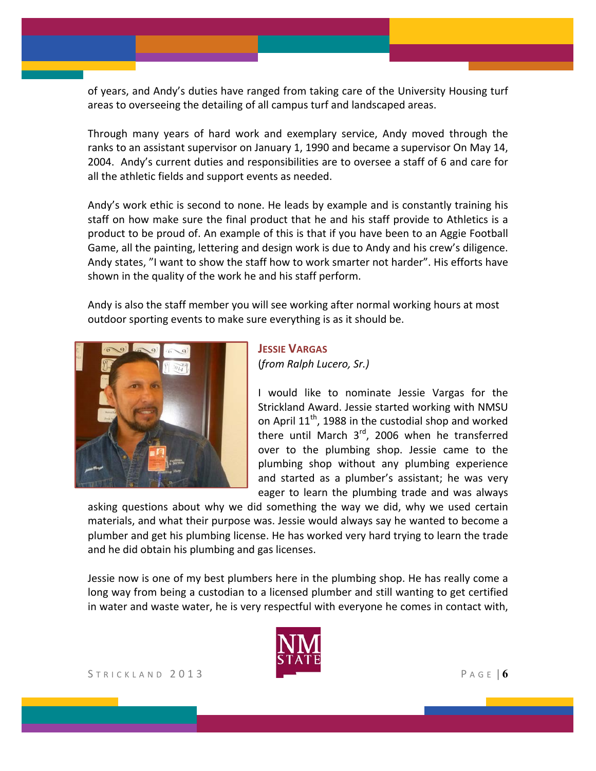of years, and Andy's duties have ranged from taking care of the University Housing turf areas to overseeing the detailing of all campus turf and landscaped areas.

Through many years of hard work and exemplary service, Andy moved through the ranks to an assistant supervisor on January 1, 1990 and became a supervisor On May 14, 2004. Andy's current duties and responsibilities are to oversee a staff of 6 and care for all the athletic fields and support events as needed.

Andy's work ethic is second to none. He leads by example and is constantly training his staff on how make sure the final product that he and his staff provide to Athletics is a product to be proud of. An example of this is that if you have been to an Aggie Football Game, all the painting, lettering and design work is due to Andy and his crew's diligence. Andy states, "I want to show the staff how to work smarter not harder". His efforts have shown in the quality of the work he and his staff perform.

Andy is also the staff member you will see working after normal working hours at most outdoor sporting events to make sure everything is as it should be.

## Jessie Vargas

(*from Ralph Lucero, Sr.)*

I would like to nominate Jessie Vargas for the Strickland Award. Jessie started working with NMSU on April 11th, 1988 in the custodial shop and worked there until March 3rd, 2006 when he transferred over to the plumbing shop. Jessie came to the plumbing shop without any plumbing experience and started as a plumber's assistant; he was very eager to learn the plumbing trade and was always asking questions about why we did something the way we did, why we used certain materials, and what their purpose was. Jessie would always say he wanted to become a plumber and get his plumbing license. He has worked very hard trying to learn the trade and he did obtain his plumbing and gas licenses.

Jessie now is one of my best plumbers here in the plumbing shop. He has really come a long way from being a custodian to a licensed plumber and still wanting to get certified in water and waste water, he is very respectful with everyone he comes in contact with,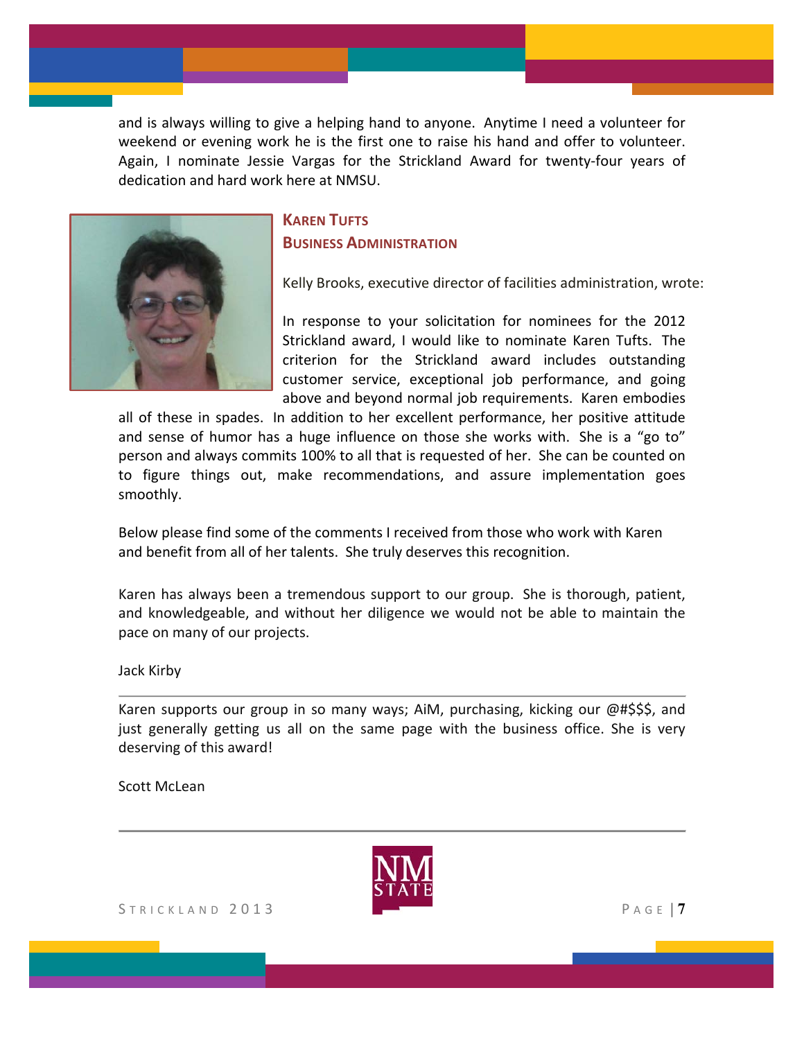and is always willing to give a helping hand to anyone. Anytime I need a volunteer for weekend or evening work he is the first one to raise his hand and offer to volunteer. Again, I nominate Jessie Vargas for the Strickland Award for twenty-four years of dedication and hard work here at NMSU.

## KAREN TUFTS
### BUSINESS ADMINISTRATION

Kelly Brooks, executive director of facilities administration, wrote:

In response to your solicitation for nominees for the 2012 Strickland award, I would like to nominate Karen Tufts. The criterion for the Strickland award includes outstanding customer service, exceptional job performance, and going above and beyond normal job requirements. Karen embodies all of these in spades. In addition to her excellent performance, her positive attitude and sense of humor has a huge influence on those she works with. She is a "go to" person and always commits 100% to all that is requested of her. She can be counted on to figure things out, make recommendations, and assure implementation goes smoothly.

Below please find some of the comments I received from those who work with Karen and benefit from all of her talents. She truly deserves this recognition.

Karen has always been a tremendous support to our group. She is thorough, patient, and knowledgeable, and without her diligence we would not be able to maintain the pace on many of our projects.

Jack Kirby

---

Karen supports our group in so many ways; AiM, purchasing, kicking our @#$$$, and just generally getting us all on the same page with the business office. She is very deserving of this award!

Scott McLean

---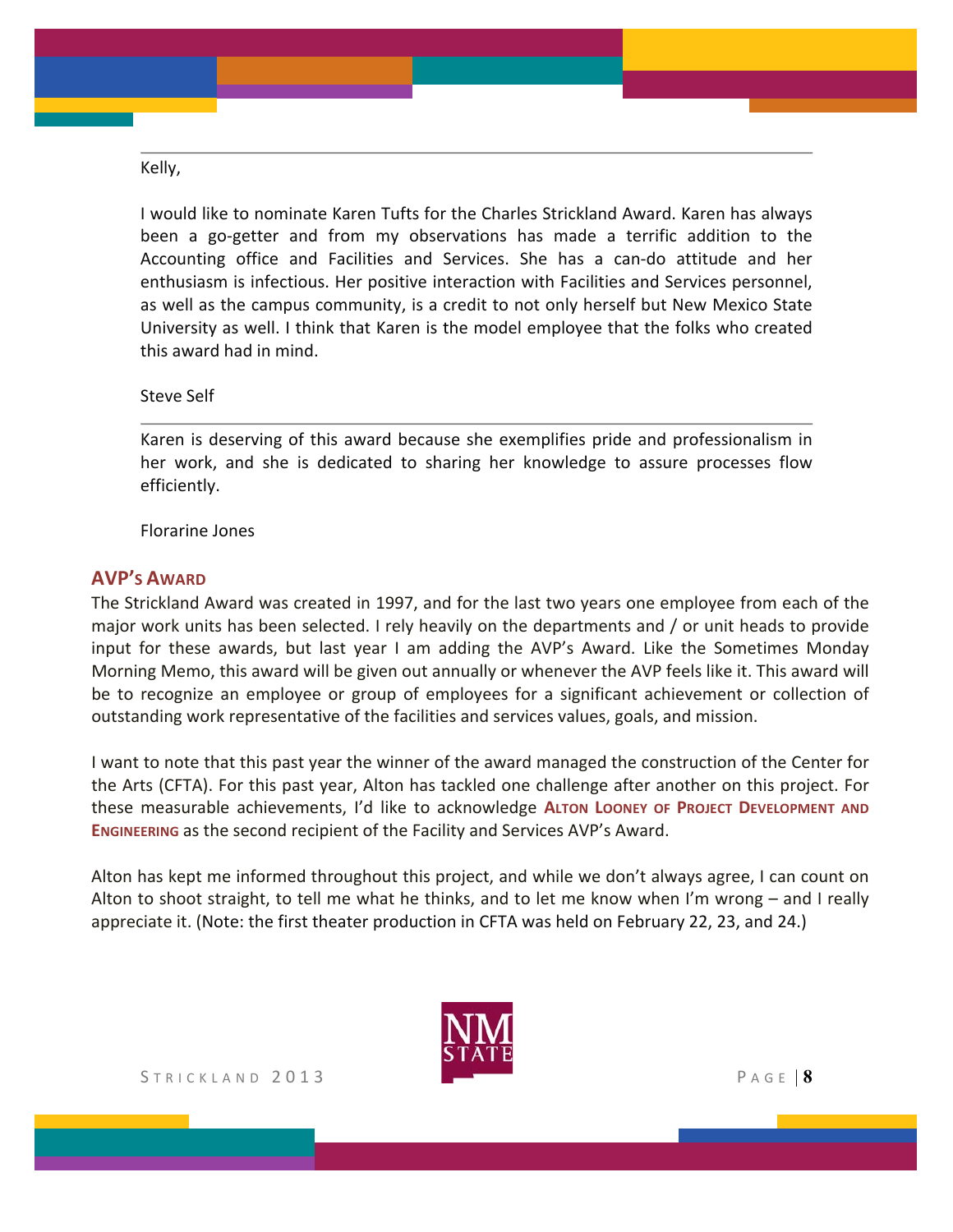---

Kelly,

I would like to nominate Karen Tufts for the Charles Strickland Award. Karen has always been a go-getter and from my observations has made a terrific addition to the Accounting office and Facilities and Services. She has a can-do attitude and her enthusiasm is infectious. Her positive interaction with Facilities and Services personnel, as well as the campus community, is a credit to not only herself but New Mexico State University as well. I think that Karen is the model employee that the folks who created this award had in mind.

Steve Self

---

Karen is deserving of this award because she exemplifies pride and professionalism in her work, and she is dedicated to sharing her knowledge to assure processes flow efficiently.

Florarine Jones

## AVP's Award

The Strickland Award was created in 1997, and for the last two years one employee from each of the major work units has been selected. I rely heavily on the departments and / or unit heads to provide input for these awards, but last year I am adding the AVP's Award. Like the Sometimes Monday Morning Memo, this award will be given out annually or whenever the AVP feels like it. This award will be to recognize an employee or group of employees for a significant achievement or collection of outstanding work representative of the facilities and services values, goals, and mission.

I want to note that this past year the winner of the award managed the construction of the Center for the Arts (CFTA). For this past year, Alton has tackled one challenge after another on this project. For these measurable achievements, I'd like to acknowledge **Alton Looney of Project Development and Engineering** as the second recipient of the Facility and Services AVP's Award.

Alton has kept me informed throughout this project, and while we don't always agree, I can count on Alton to shoot straight, to tell me what he thinks, and to let me know when I'm wrong – and I really appreciate it. (Note: the first theater production in CFTA was held on February 22, 23, and 24.)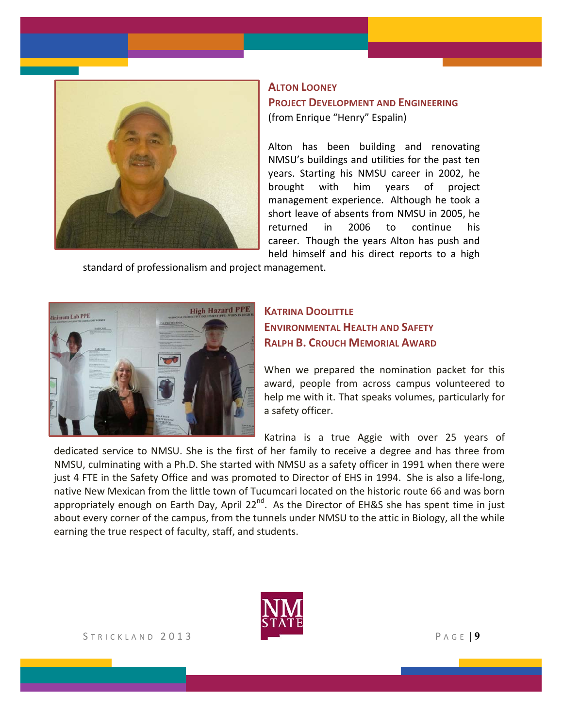### Alton Looney
### Project Development and Engineering

(from Enrique "Henry" Espalin)

Alton has been building and renovating NMSU's buildings and utilities for the past ten years. Starting his NMSU career in 2002, he brought with him years of project management experience. Although he took a short leave of absents from NMSU in 2005, he returned in 2006 to continue his career. Though the years Alton has push and held himself and his direct reports to a high standard of professionalism and project management.

### Katrina Doolittle
### Environmental Health and Safety
### Ralph B. Crouch Memorial Award

When we prepared the nomination packet for this award, people from across campus volunteered to help me with it. That speaks volumes, particularly for a safety officer.

Katrina is a true Aggie with over 25 years of dedicated service to NMSU. She is the first of her family to receive a degree and has three from NMSU, culminating with a Ph.D. She started with NMSU as a safety officer in 1991 when there were just 4 FTE in the Safety Office and was promoted to Director of EHS in 1994. She is also a life-long, native New Mexican from the little town of Tucumcari located on the historic route 66 and was born appropriately enough on Earth Day, April 22nd. As the Director of EH&S she has spent time in just about every corner of the campus, from the tunnels under NMSU to the attic in Biology, all the while earning the true respect of faculty, staff, and students.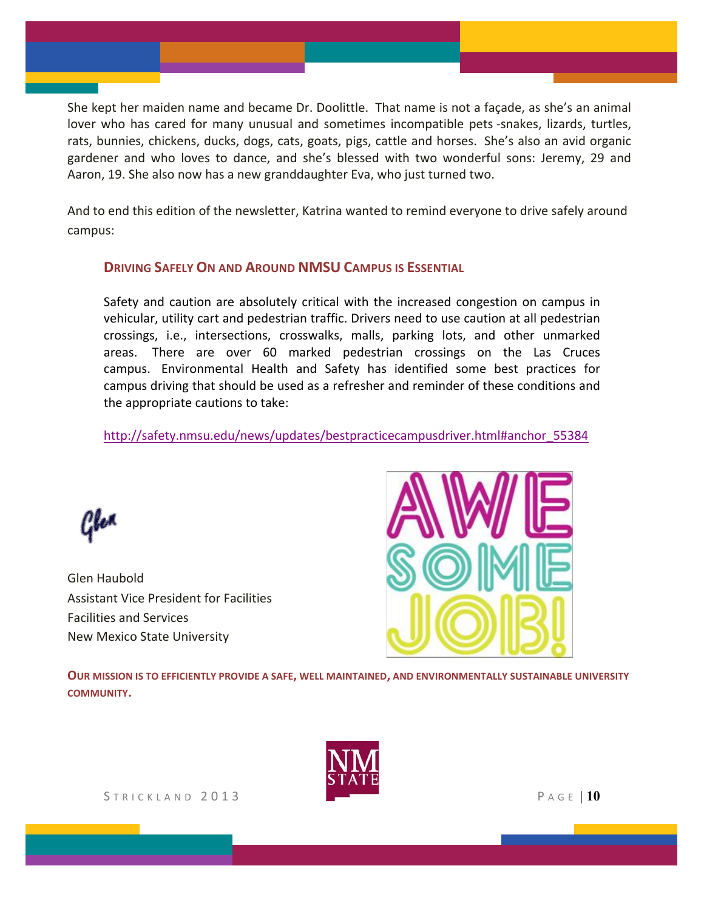She kept her maiden name and became Dr. Doolittle. That name is not a façade, as she's an animal lover who has cared for many unusual and sometimes incompatible pets -snakes, lizards, turtles, rats, bunnies, chickens, ducks, dogs, cats, goats, pigs, cattle and horses. She's also an avid organic gardener and who loves to dance, and she's blessed with two wonderful sons: Jeremy, 29 and Aaron, 19. She also now has a new granddaughter Eva, who just turned two.

And to end this edition of the newsletter, Katrina wanted to remind everyone to drive safely around campus:

### Driving Safely On and Around NMSU Campus is Essential

Safety and caution are absolutely critical with the increased congestion on campus in vehicular, utility cart and pedestrian traffic. Drivers need to use caution at all pedestrian crossings, i.e., intersections, crosswalks, malls, parking lots, and other unmarked areas. There are over 60 marked pedestrian crossings on the Las Cruces campus. Environmental Health and Safety has identified some best practices for campus driving that should be used as a refresher and reminder of these conditions and the appropriate cautions to take:

http://safety.nmsu.edu/news/updates/bestpracticecampusdriver.html#anchor_55384

Glen

Glen Haubold
Assistant Vice President for Facilities
Facilities and Services
New Mexico State University

AWESOME JOB!

**Our mission is to efficiently provide a safe, well maintained, and environmentally sustainable university community.**